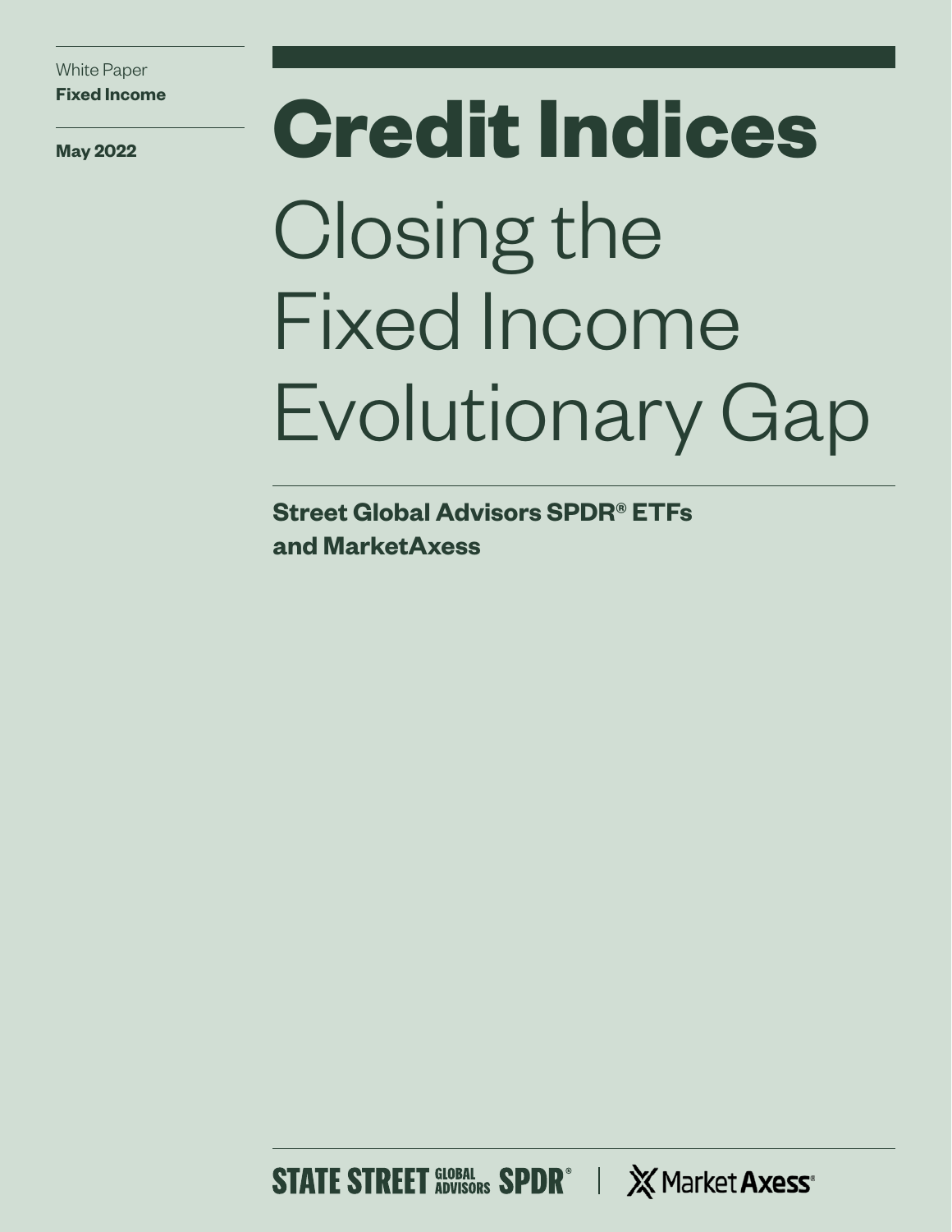White Paper
**Fixed Income**

**May 2022**

# Credit Indices

## Closing the Fixed Income Evolutionary Gap

**Street Global Advisors SPDR® ETFs and MarketAxess**

STATE STREET GLOBAL ADVISORS SPDR® | MarketAxess®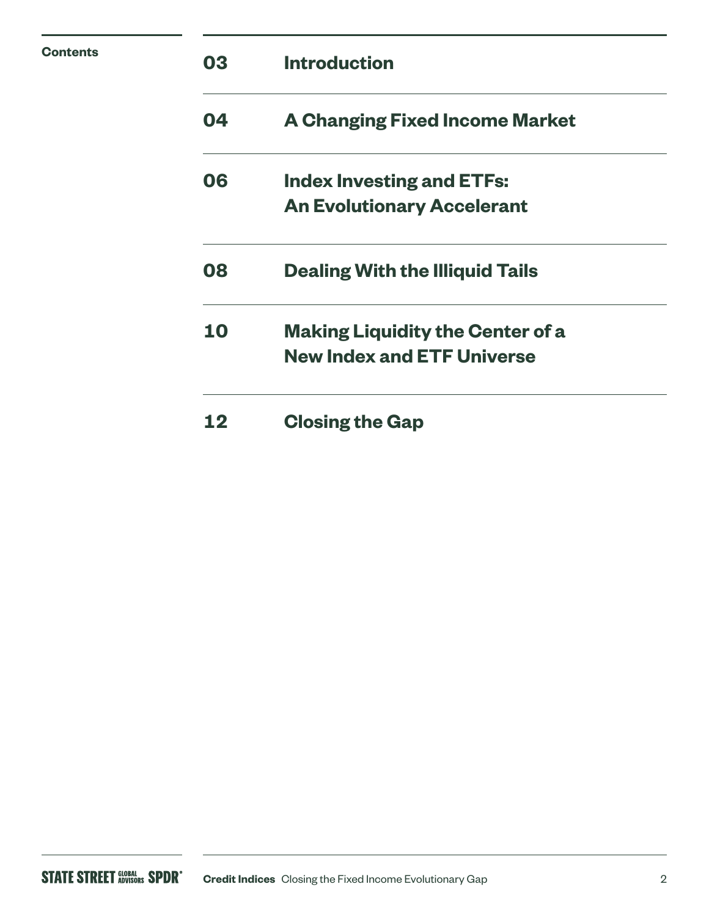## Contents

| | |
|---|---|
| 03 | Introduction |
| 04 | A Changing Fixed Income Market |
| 06 | Index Investing and ETFs: An Evolutionary Accelerant |
| 08 | Dealing With the Illiquid Tails |
| 10 | Making Liquidity the Center of a New Index and ETF Universe |
| 12 | Closing the Gap |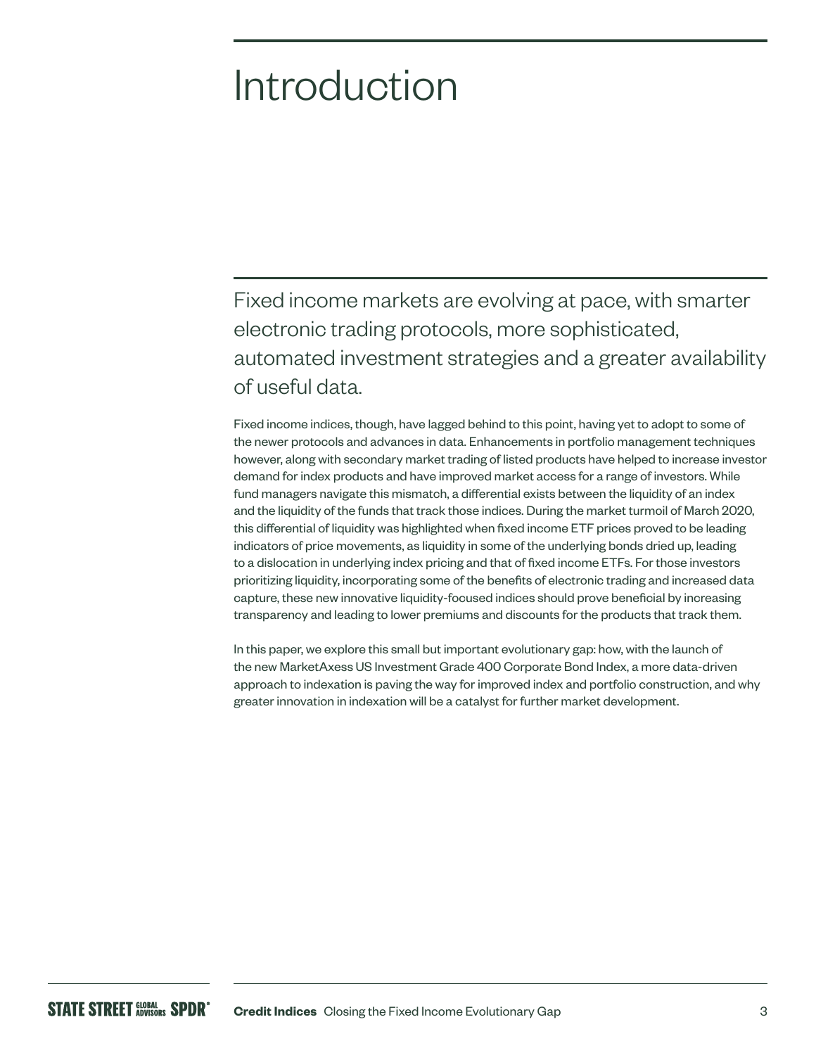# Introduction

Fixed income markets are evolving at pace, with smarter electronic trading protocols, more sophisticated, automated investment strategies and a greater availability of useful data.

Fixed income indices, though, have lagged behind to this point, having yet to adopt to some of the newer protocols and advances in data. Enhancements in portfolio management techniques however, along with secondary market trading of listed products have helped to increase investor demand for index products and have improved market access for a range of investors. While fund managers navigate this mismatch, a differential exists between the liquidity of an index and the liquidity of the funds that track those indices. During the market turmoil of March 2020, this differential of liquidity was highlighted when fixed income ETF prices proved to be leading indicators of price movements, as liquidity in some of the underlying bonds dried up, leading to a dislocation in underlying index pricing and that of fixed income ETFs. For those investors prioritizing liquidity, incorporating some of the benefits of electronic trading and increased data capture, these new innovative liquidity-focused indices should prove beneficial by increasing transparency and leading to lower premiums and discounts for the products that track them.

In this paper, we explore this small but important evolutionary gap: how, with the launch of the new MarketAxess US Investment Grade 400 Corporate Bond Index, a more data-driven approach to indexation is paving the way for improved index and portfolio construction, and why greater innovation in indexation will be a catalyst for further market development.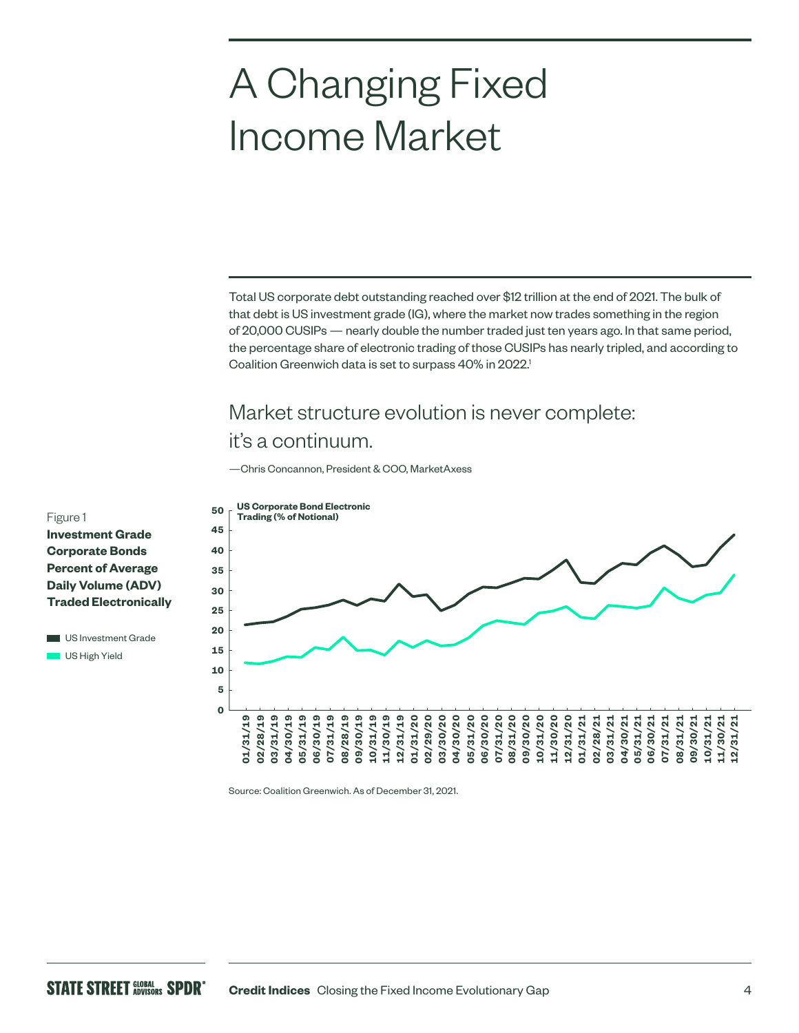# A Changing Fixed Income Market

Total US corporate debt outstanding reached over $12 trillion at the end of 2021. The bulk of that debt is US investment grade (IG), where the market now trades something in the region of 20,000 CUSIPs — nearly double the number traded just ten years ago. In that same period, the percentage share of electronic trading of those CUSIPs has nearly tripled, and according to Coalition Greenwich data is set to surpass 40% in 2022.[1]

> Market structure evolution is never complete: it's a continuum.
>
> —Chris Concannon, President & COO, MarketAxess

Figure 1
**Investment Grade Corporate Bonds Percent of Average Daily Volume (ADV) Traded Electronically**

Source: Coalition Greenwich. As of December 31, 2021.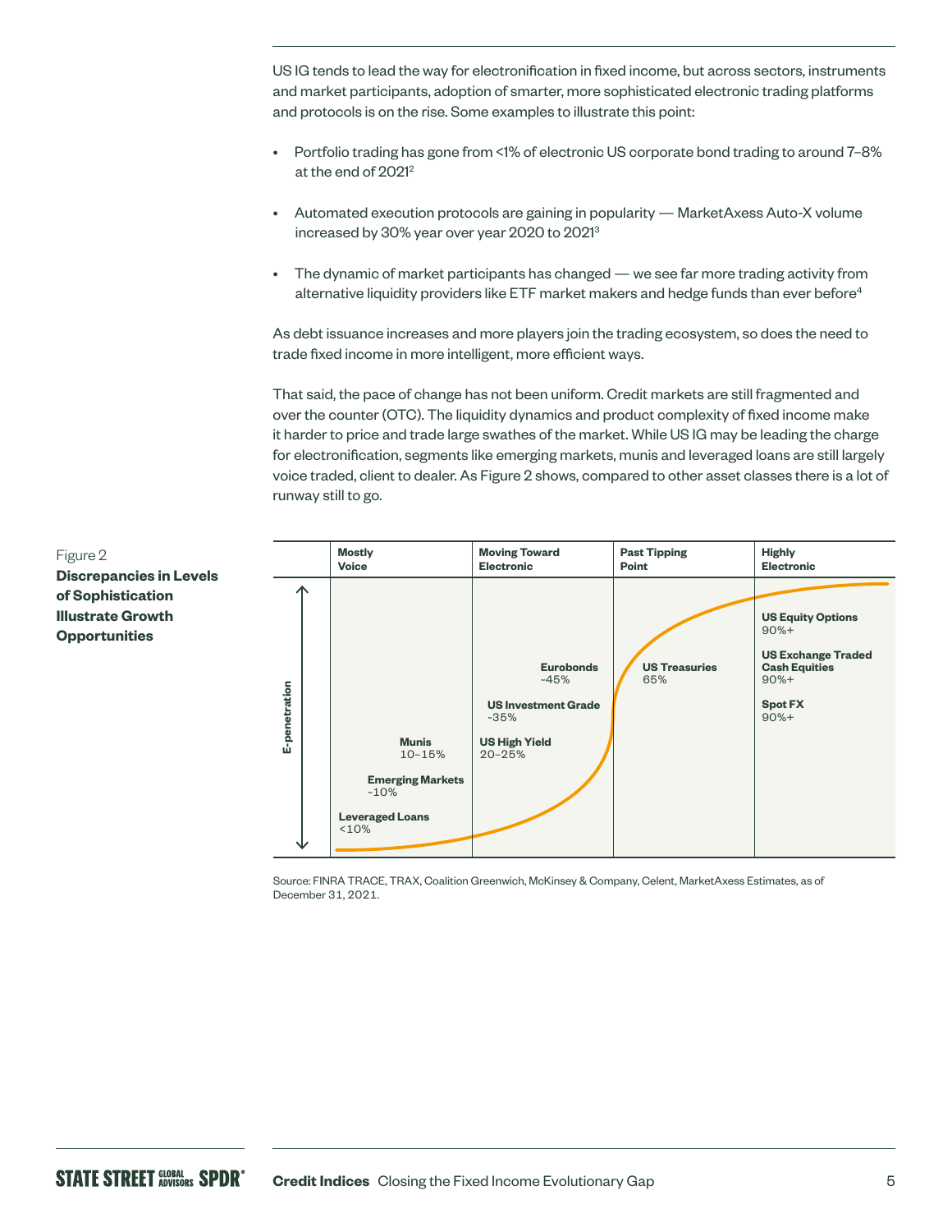US IG tends to lead the way for electronification in fixed income, but across sectors, instruments and market participants, adoption of smarter, more sophisticated electronic trading platforms and protocols is on the rise. Some examples to illustrate this point:

- Portfolio trading has gone from <1% of electronic US corporate bond trading to around 7–8% at the end of 2021[2]
- Automated execution protocols are gaining in popularity — MarketAxess Auto-X volume increased by 30% year over year 2020 to 2021[3]
- The dynamic of market participants has changed — we see far more trading activity from alternative liquidity providers like ETF market makers and hedge funds than ever before[4]

As debt issuance increases and more players join the trading ecosystem, so does the need to trade fixed income in more intelligent, more efficient ways.

That said, the pace of change has not been uniform. Credit markets are still fragmented and over the counter (OTC). The liquidity dynamics and product complexity of fixed income make it harder to price and trade large swathes of the market. While US IG may be leading the charge for electronification, segments like emerging markets, munis and leveraged loans are still largely voice traded, client to dealer. As Figure 2 shows, compared to other asset classes there is a lot of runway still to go.

Figure 2
**Discrepancies in Levels of Sophistication Illustrate Growth Opportunities**

| Mostly Voice | Moving Toward Electronic | Past Tipping Point | Highly Electronic |
|---|---|---|---|
| Munis 10–15% | Eurobonds ~45% | US Treasuries 65% | US Equity Options 90%+ |
| Emerging Markets ~10% | US Investment Grade ~35% | | US Exchange Traded Cash Equities 90%+ |
| Leveraged Loans <10% | US High Yield 20–25% | | Spot FX 90%+ |

(Vertical axis: E-penetration)

Source: FINRA TRACE, TRAX, Coalition Greenwich, McKinsey & Company, Celent, MarketAxess Estimates, as of December 31, 2021.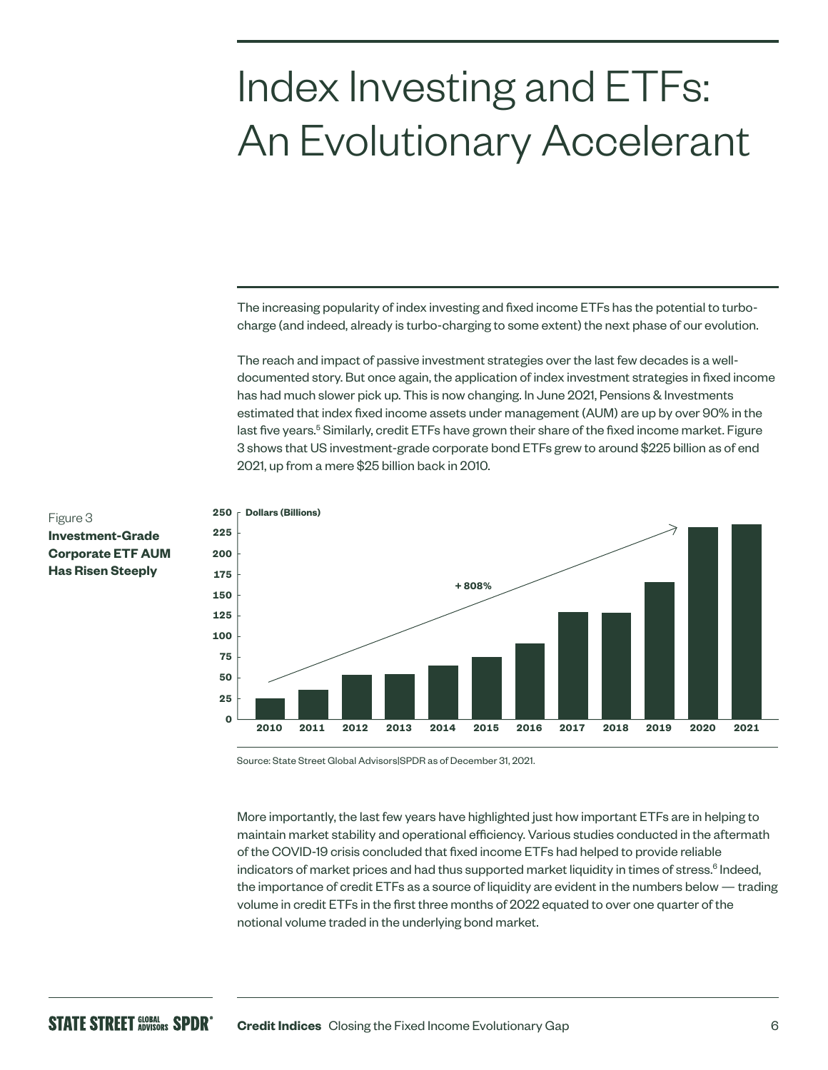# Index Investing and ETFs: An Evolutionary Accelerant

The increasing popularity of index investing and fixed income ETFs has the potential to turbo-charge (and indeed, already is turbo-charging to some extent) the next phase of our evolution.

The reach and impact of passive investment strategies over the last few decades is a well-documented story. But once again, the application of index investment strategies in fixed income has had much slower pick up. This is now changing. In June 2021, Pensions & Investments estimated that index fixed income assets under management (AUM) are up by over 90% in the last five years.[5] Similarly, credit ETFs have grown their share of the fixed income market. Figure 3 shows that US investment-grade corporate bond ETFs grew to around $225 billion as of end 2021, up from a mere $25 billion back in 2010.

Figure 3
**Investment-Grade Corporate ETF AUM Has Risen Steeply**

Source: State Street Global Advisors|SPDR as of December 31, 2021.

More importantly, the last few years have highlighted just how important ETFs are in helping to maintain market stability and operational efficiency. Various studies conducted in the aftermath of the COVID-19 crisis concluded that fixed income ETFs had helped to provide reliable indicators of market prices and had thus supported market liquidity in times of stress.[6] Indeed, the importance of credit ETFs as a source of liquidity are evident in the numbers below — trading volume in credit ETFs in the first three months of 2022 equated to over one quarter of the notional volume traded in the underlying bond market.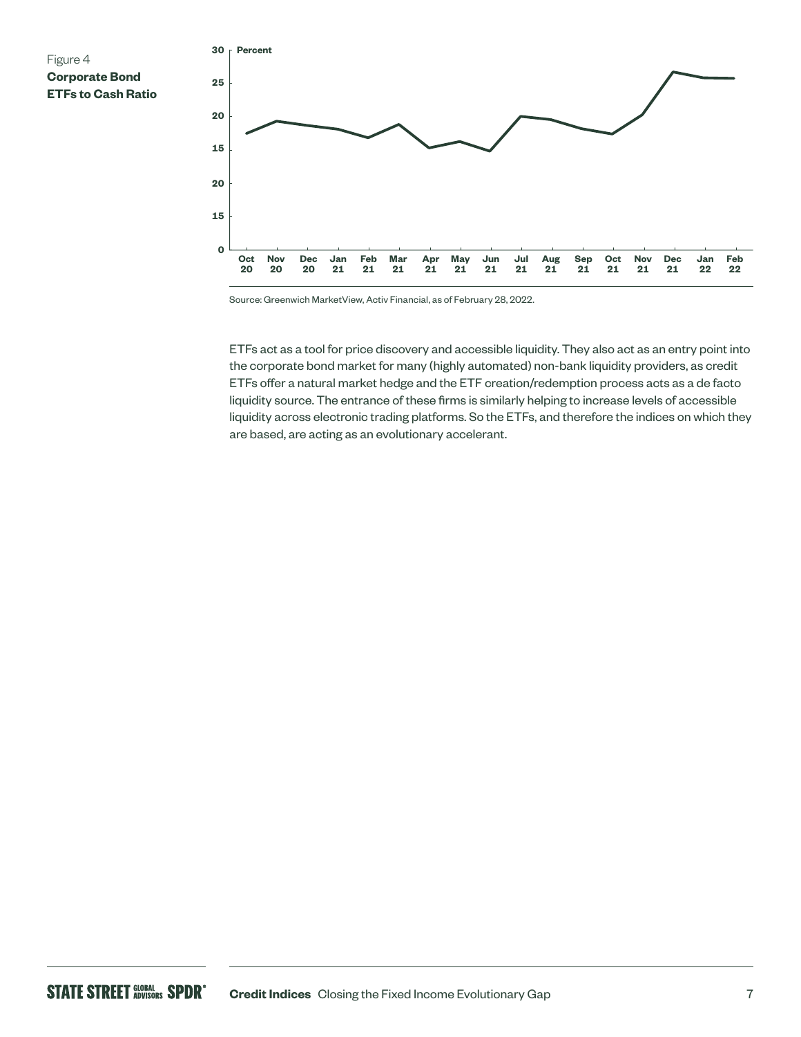Figure 4
**Corporate Bond ETFs to Cash Ratio**

Source: Greenwich MarketView, Activ Financial, as of February 28, 2022.

ETFs act as a tool for price discovery and accessible liquidity. They also act as an entry point into the corporate bond market for many (highly automated) non-bank liquidity providers, as credit ETFs offer a natural market hedge and the ETF creation/redemption process acts as a de facto liquidity source. The entrance of these firms is similarly helping to increase levels of accessible liquidity across electronic trading platforms. So the ETFs, and therefore the indices on which they are based, are acting as an evolutionary accelerant.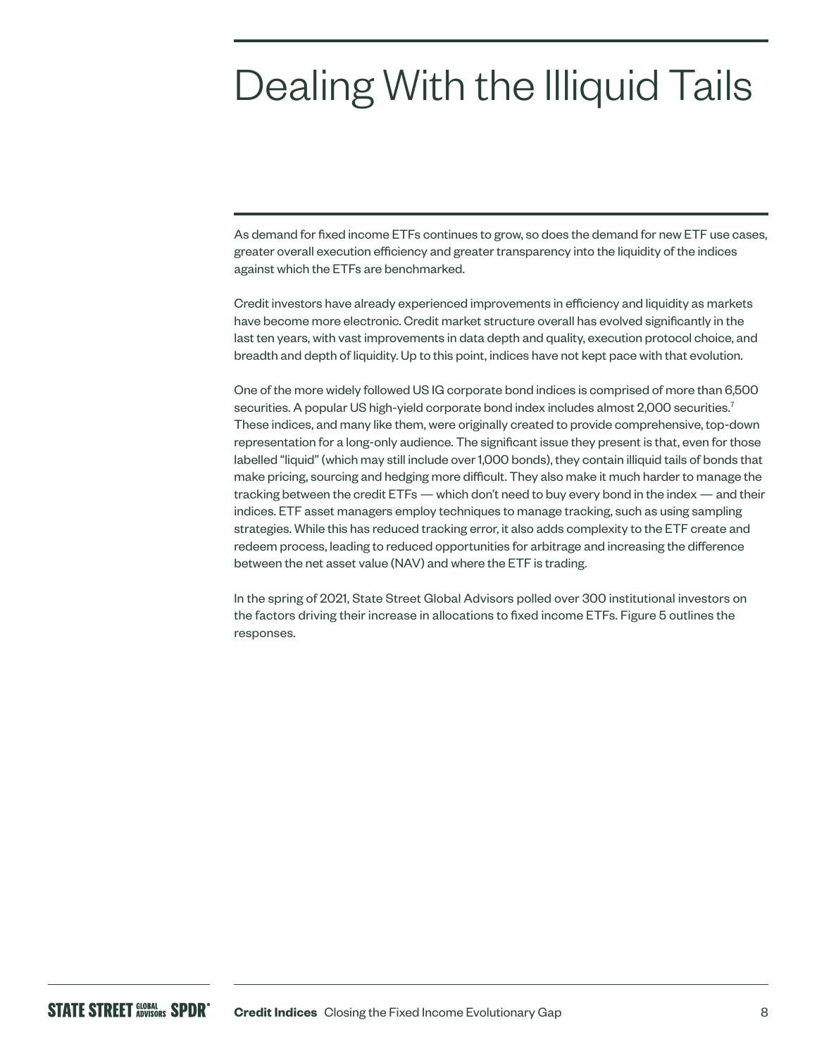# Dealing With the Illiquid Tails

As demand for fixed income ETFs continues to grow, so does the demand for new ETF use cases, greater overall execution efficiency and greater transparency into the liquidity of the indices against which the ETFs are benchmarked.

Credit investors have already experienced improvements in efficiency and liquidity as markets have become more electronic. Credit market structure overall has evolved significantly in the last ten years, with vast improvements in data depth and quality, execution protocol choice, and breadth and depth of liquidity. Up to this point, indices have not kept pace with that evolution.

One of the more widely followed US IG corporate bond indices is comprised of more than 6,500 securities. A popular US high-yield corporate bond index includes almost 2,000 securities.[7] These indices, and many like them, were originally created to provide comprehensive, top-down representation for a long-only audience. The significant issue they present is that, even for those labelled "liquid" (which may still include over 1,000 bonds), they contain illiquid tails of bonds that make pricing, sourcing and hedging more difficult. They also make it much harder to manage the tracking between the credit ETFs — which don't need to buy every bond in the index — and their indices. ETF asset managers employ techniques to manage tracking, such as using sampling strategies. While this has reduced tracking error, it also adds complexity to the ETF create and redeem process, leading to reduced opportunities for arbitrage and increasing the difference between the net asset value (NAV) and where the ETF is trading.

In the spring of 2021, State Street Global Advisors polled over 300 institutional investors on the factors driving their increase in allocations to fixed income ETFs. Figure 5 outlines the responses.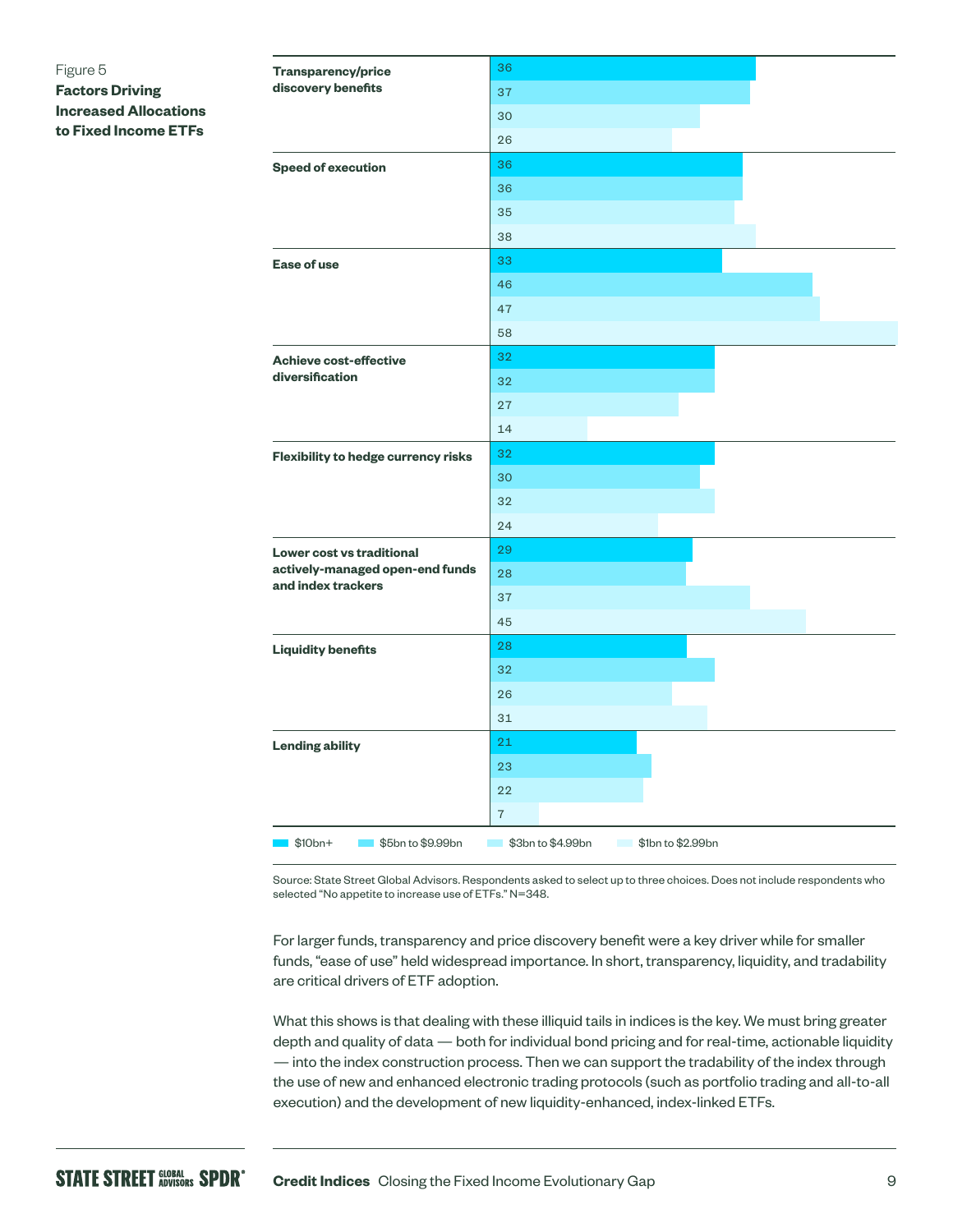Figure 5
**Factors Driving Increased Allocations to Fixed Income ETFs**

| Factor | $10bn+ | $5bn to $9.99bn | $3bn to $4.99bn | $1bn to $2.99bn |
|---|---|---|---|---|
| Transparency/price discovery benefits | 36 | 37 | 30 | 26 |
| Speed of execution | 36 | 36 | 35 | 38 |
| Ease of use | 33 | 46 | 47 | 58 |
| Achieve cost-effective diversification | 32 | 32 | 27 | 14 |
| Flexibility to hedge currency risks | 32 | 30 | 32 | 24 |
| Lower cost vs traditional actively-managed open-end funds and index trackers | 29 | 28 | 37 | 45 |
| Liquidity benefits | 28 | 32 | 26 | 31 |
| Lending ability | 21 | 23 | 22 | 7 |

Source: State Street Global Advisors. Respondents asked to select up to three choices. Does not include respondents who selected "No appetite to increase use of ETFs." N=348.

For larger funds, transparency and price discovery benefit were a key driver while for smaller funds, "ease of use" held widespread importance. In short, transparency, liquidity, and tradability are critical drivers of ETF adoption.

What this shows is that dealing with these illiquid tails in indices is the key. We must bring greater depth and quality of data — both for individual bond pricing and for real-time, actionable liquidity — into the index construction process. Then we can support the tradability of the index through the use of new and enhanced electronic trading protocols (such as portfolio trading and all-to-all execution) and the development of new liquidity-enhanced, index-linked ETFs.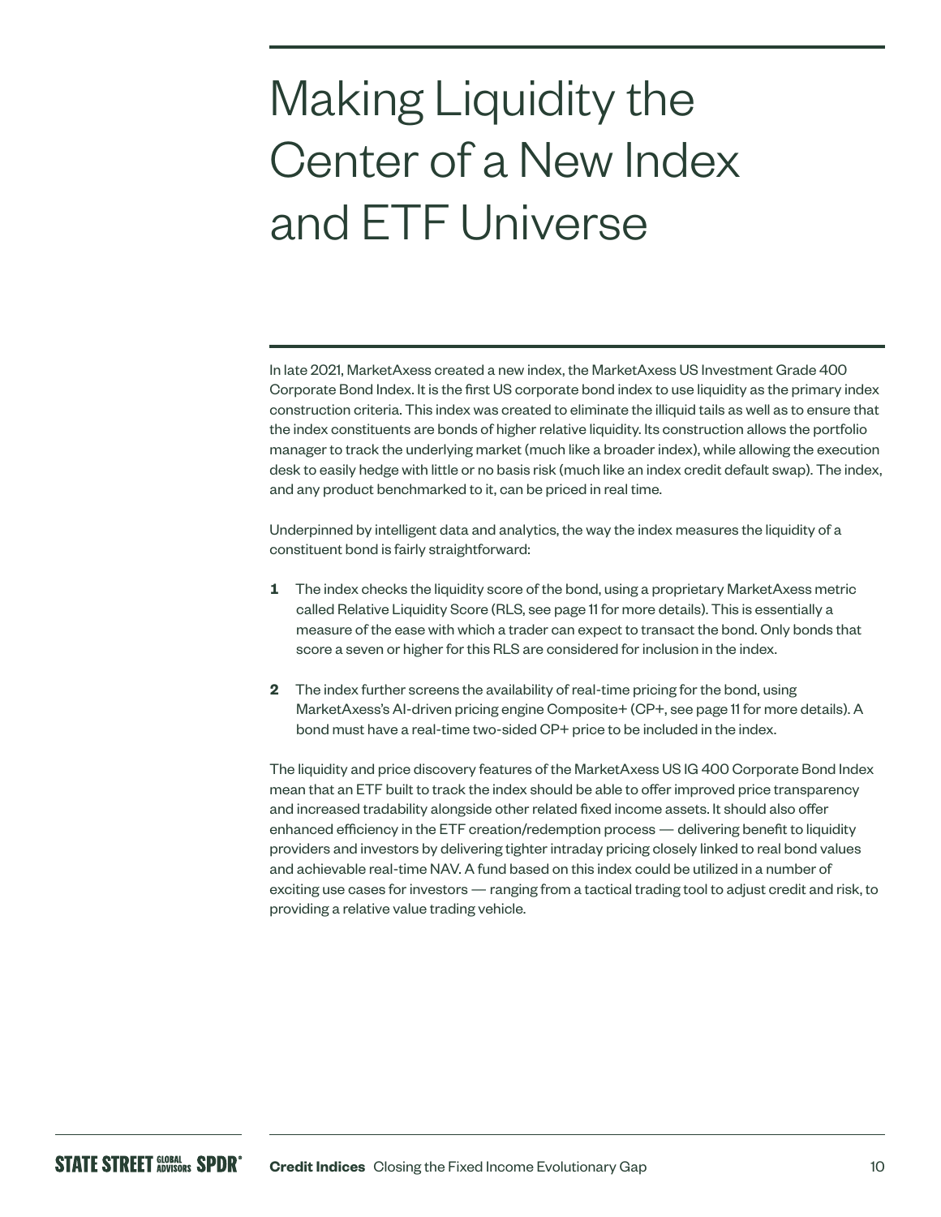# Making Liquidity the Center of a New Index and ETF Universe

In late 2021, MarketAxess created a new index, the MarketAxess US Investment Grade 400 Corporate Bond Index. It is the first US corporate bond index to use liquidity as the primary index construction criteria. This index was created to eliminate the illiquid tails as well as to ensure that the index constituents are bonds of higher relative liquidity. Its construction allows the portfolio manager to track the underlying market (much like a broader index), while allowing the execution desk to easily hedge with little or no basis risk (much like an index credit default swap). The index, and any product benchmarked to it, can be priced in real time.

Underpinned by intelligent data and analytics, the way the index measures the liquidity of a constituent bond is fairly straightforward:

1. The index checks the liquidity score of the bond, using a proprietary MarketAxess metric called Relative Liquidity Score (RLS, see page 11 for more details). This is essentially a measure of the ease with which a trader can expect to transact the bond. Only bonds that score a seven or higher for this RLS are considered for inclusion in the index.

2. The index further screens the availability of real-time pricing for the bond, using MarketAxess's AI-driven pricing engine Composite+ (CP+, see page 11 for more details). A bond must have a real-time two-sided CP+ price to be included in the index.

The liquidity and price discovery features of the MarketAxess US IG 400 Corporate Bond Index mean that an ETF built to track the index should be able to offer improved price transparency and increased tradability alongside other related fixed income assets. It should also offer enhanced efficiency in the ETF creation/redemption process — delivering benefit to liquidity providers and investors by delivering tighter intraday pricing closely linked to real bond values and achievable real-time NAV. A fund based on this index could be utilized in a number of exciting use cases for investors — ranging from a tactical trading tool to adjust credit and risk, to providing a relative value trading vehicle.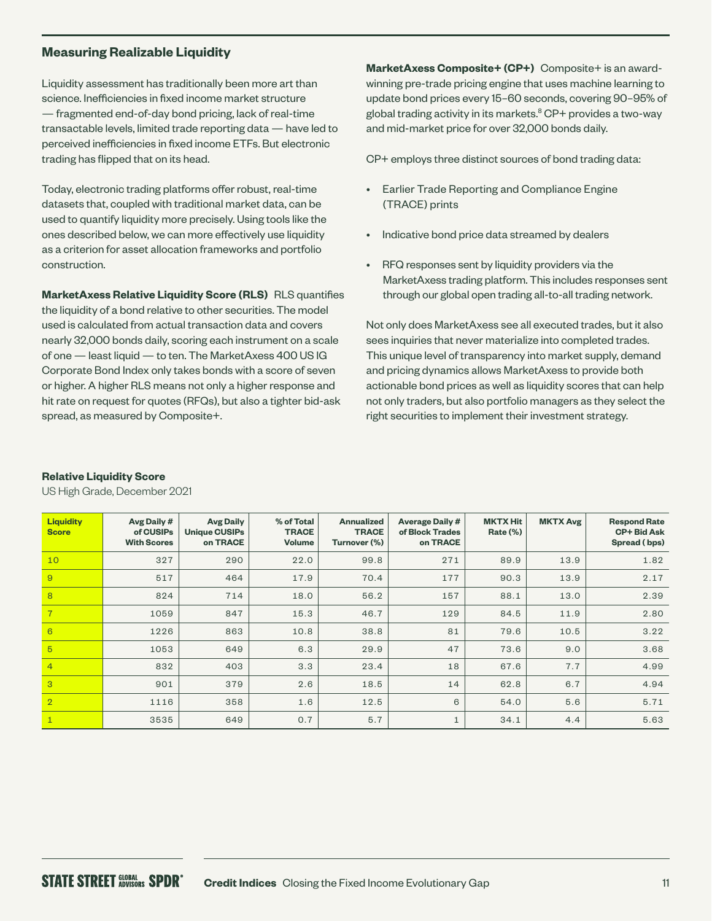## Measuring Realizable Liquidity

Liquidity assessment has traditionally been more art than science. Inefficiencies in fixed income market structure — fragmented end-of-day bond pricing, lack of real-time transactable levels, limited trade reporting data — have led to perceived inefficiencies in fixed income ETFs. But electronic trading has flipped that on its head.

Today, electronic trading platforms offer robust, real-time datasets that, coupled with traditional market data, can be used to quantify liquidity more precisely. Using tools like the ones described below, we can more effectively use liquidity as a criterion for asset allocation frameworks and portfolio construction.

**MarketAxess Relative Liquidity Score (RLS)** RLS quantifies the liquidity of a bond relative to other securities. The model used is calculated from actual transaction data and covers nearly 32,000 bonds daily, scoring each instrument on a scale of one — least liquid — to ten. The MarketAxess 400 US IG Corporate Bond Index only takes bonds with a score of seven or higher. A higher RLS means not only a higher response and hit rate on request for quotes (RFQs), but also a tighter bid-ask spread, as measured by Composite+.

**MarketAxess Composite+ (CP+)** Composite+ is an award-winning pre-trade pricing engine that uses machine learning to update bond prices every 15–60 seconds, covering 90–95% of global trading activity in its markets.[8] CP+ provides a two-way and mid-market price for over 32,000 bonds daily.

CP+ employs three distinct sources of bond trading data:

- Earlier Trade Reporting and Compliance Engine (TRACE) prints
- Indicative bond price data streamed by dealers
- RFQ responses sent by liquidity providers via the MarketAxess trading platform. This includes responses sent through our global open trading all-to-all trading network.

Not only does MarketAxess see all executed trades, but it also sees inquiries that never materialize into completed trades. This unique level of transparency into market supply, demand and pricing dynamics allows MarketAxess to provide both actionable bond prices as well as liquidity scores that can help not only traders, but also portfolio managers as they select the right securities to implement their investment strategy.

**Relative Liquidity Score**

US High Grade, December 2021

| Liquidity Score | Avg Daily # of CUSIPs With Scores | Avg Daily Unique CUSIPs on TRACE | % of Total TRACE Volume | Annualized TRACE Turnover (%) | Average Daily # of Block Trades on TRACE | MKTX Hit Rate (%) | MKTX Avg | Respond Rate CP+ Bid Ask Spread ( bps) |
|---|---|---|---|---|---|---|---|---|
| 10 | 327 | 290 | 22.0 | 99.8 | 271 | 89.9 | 13.9 | 1.82 |
| 9 | 517 | 464 | 17.9 | 70.4 | 177 | 90.3 | 13.9 | 2.17 |
| 8 | 824 | 714 | 18.0 | 56.2 | 157 | 88.1 | 13.0 | 2.39 |
| 7 | 1059 | 847 | 15.3 | 46.7 | 129 | 84.5 | 11.9 | 2.80 |
| 6 | 1226 | 863 | 10.8 | 38.8 | 81 | 79.6 | 10.5 | 3.22 |
| 5 | 1053 | 649 | 6.3 | 29.9 | 47 | 73.6 | 9.0 | 3.68 |
| 4 | 832 | 403 | 3.3 | 23.4 | 18 | 67.6 | 7.7 | 4.99 |
| 3 | 901 | 379 | 2.6 | 18.5 | 14 | 62.8 | 6.7 | 4.94 |
| 2 | 1116 | 358 | 1.6 | 12.5 | 6 | 54.0 | 5.6 | 5.71 |
| 1 | 3535 | 649 | 0.7 | 5.7 | 1 | 34.1 | 4.4 | 5.63 |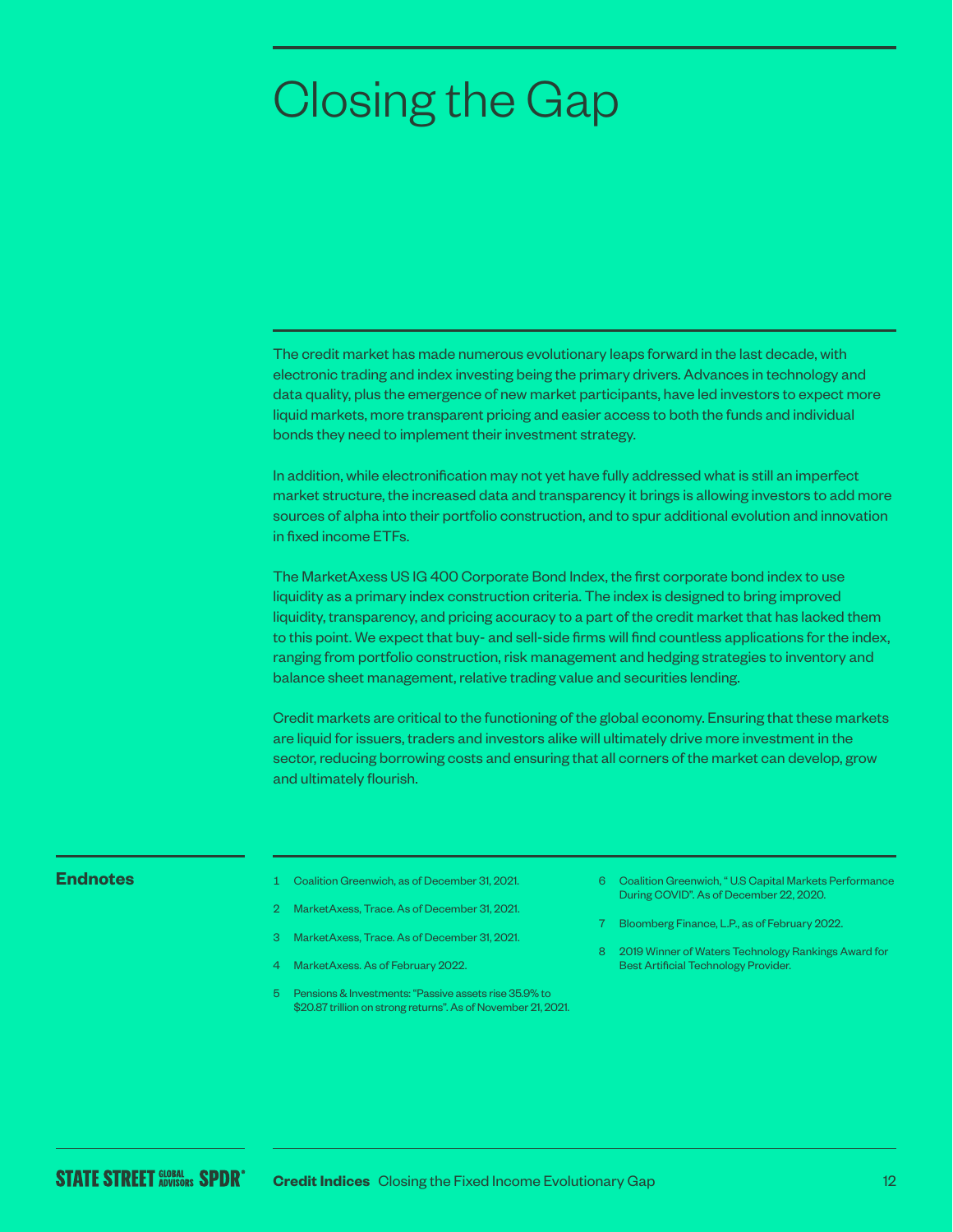# Closing the Gap

The credit market has made numerous evolutionary leaps forward in the last decade, with electronic trading and index investing being the primary drivers. Advances in technology and data quality, plus the emergence of new market participants, have led investors to expect more liquid markets, more transparent pricing and easier access to both the funds and individual bonds they need to implement their investment strategy.

In addition, while electronification may not yet have fully addressed what is still an imperfect market structure, the increased data and transparency it brings is allowing investors to add more sources of alpha into their portfolio construction, and to spur additional evolution and innovation in fixed income ETFs.

The MarketAxess US IG 400 Corporate Bond Index, the first corporate bond index to use liquidity as a primary index construction criteria. The index is designed to bring improved liquidity, transparency, and pricing accuracy to a part of the credit market that has lacked them to this point. We expect that buy- and sell-side firms will find countless applications for the index, ranging from portfolio construction, risk management and hedging strategies to inventory and balance sheet management, relative trading value and securities lending.

Credit markets are critical to the functioning of the global economy. Ensuring that these markets are liquid for issuers, traders and investors alike will ultimately drive more investment in the sector, reducing borrowing costs and ensuring that all corners of the market can develop, grow and ultimately flourish.

**Endnotes**

1. Coalition Greenwich, as of December 31, 2021.
2. MarketAxess, Trace. As of December 31, 2021.
3. MarketAxess, Trace. As of December 31, 2021.
4. MarketAxess. As of February 2022.
5. Pensions & Investments: "Passive assets rise 35.9% to $20.87 trillion on strong returns". As of November 21, 2021.
6. Coalition Greenwich, " U.S Capital Markets Performance During COVID". As of December 22, 2020.
7. Bloomberg Finance, L.P., as of February 2022.
8. 2019 Winner of Waters Technology Rankings Award for Best Artificial Technology Provider.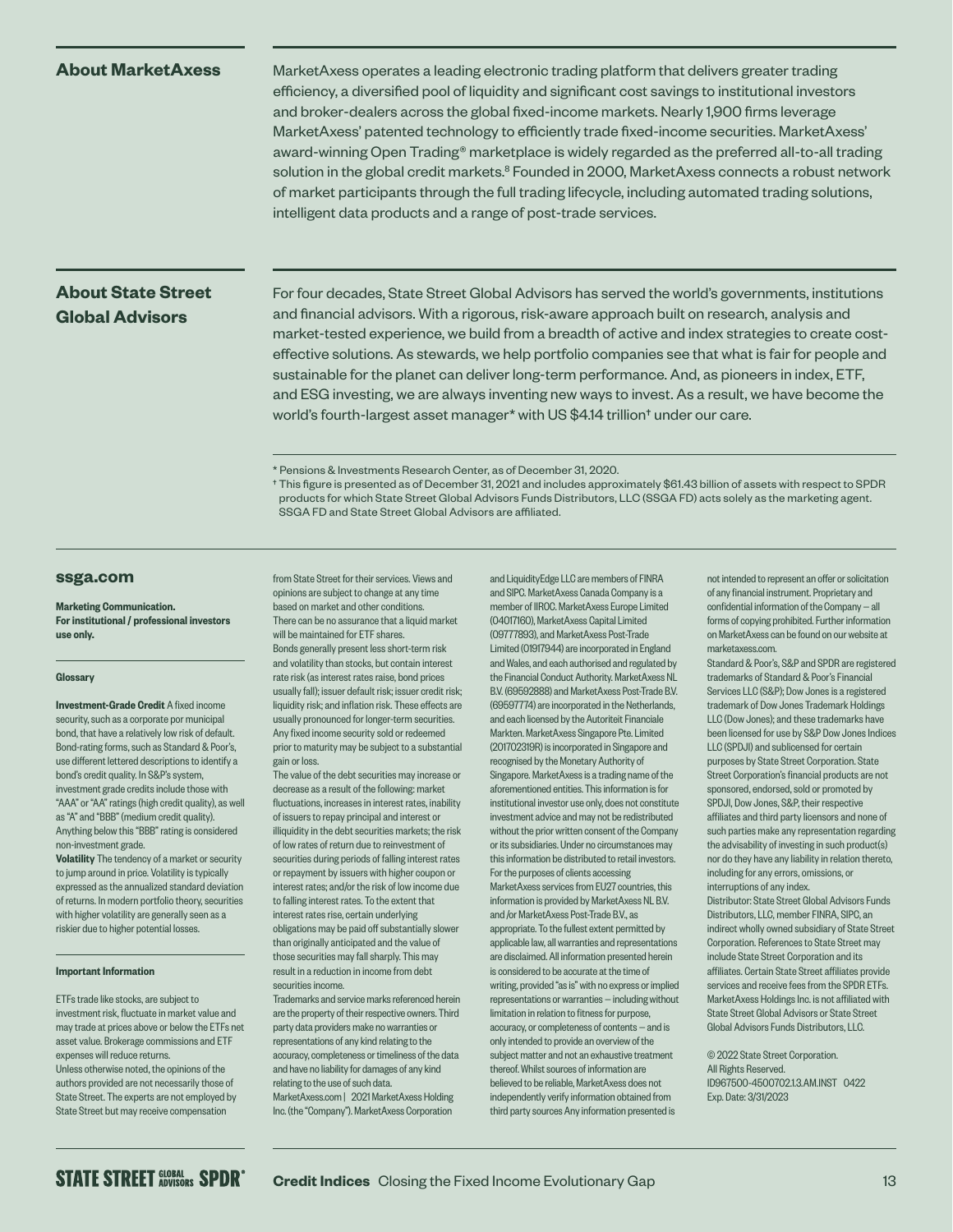## About MarketAxess

MarketAxess operates a leading electronic trading platform that delivers greater trading efficiency, a diversified pool of liquidity and significant cost savings to institutional investors and broker-dealers across the global fixed-income markets. Nearly 1,900 firms leverage MarketAxess' patented technology to efficiently trade fixed-income securities. MarketAxess' award-winning Open Trading® marketplace is widely regarded as the preferred all-to-all trading solution in the global credit markets.[8] Founded in 2000, MarketAxess connects a robust network of market participants through the full trading lifecycle, including automated trading solutions, intelligent data products and a range of post-trade services.

## About State Street Global Advisors

For four decades, State Street Global Advisors has served the world's governments, institutions and financial advisors. With a rigorous, risk-aware approach built on research, analysis and market-tested experience, we build from a breadth of active and index strategies to create cost-effective solutions. As stewards, we help portfolio companies see that what is fair for people and sustainable for the planet can deliver long-term performance. And, as pioneers in index, ETF, and ESG investing, we are always inventing new ways to invest. As a result, we have become the world's fourth-largest asset manager* with US $4.14 trillion† under our care.

\* Pensions & Investments Research Center, as of December 31, 2020.

† This figure is presented as of December 31, 2021 and includes approximately $61.43 billion of assets with respect to SPDR products for which State Street Global Advisors Funds Distributors, LLC (SSGA FD) acts solely as the marketing agent. SSGA FD and State Street Global Advisors are affiliated.

**ssga.com**

**Marketing Communication. For institutional / professional investors use only.**

**Glossary**

**Investment-Grade Credit** A fixed income security, such as a corporate por municipal bond, that have a relatively low risk of default. Bond-rating forms, such as Standard & Poor's, use different lettered descriptions to identify a bond's credit quality. In S&P's system, investment grade credits include those with "AAA" or "AA" ratings (high credit quality), as well as "A" and "BBB" (medium credit quality). Anything below this "BBB" rating is considered non-investment grade.

**Volatility** The tendency of a market or security to jump around in price. Volatility is typically expressed as the annualized standard deviation of returns. In modern portfolio theory, securities with higher volatility are generally seen as a riskier due to higher potential losses.

**Important Information**

ETFs trade like stocks, are subject to investment risk, fluctuate in market value and may trade at prices above or below the ETFs net asset value. Brokerage commissions and ETF expenses will reduce returns.

Unless otherwise noted, the opinions of the authors provided are not necessarily those of State Street. The experts are not employed by State Street but may receive compensation from State Street for their services. Views and opinions are subject to change at any time based on market and other conditions.

There can be no assurance that a liquid market will be maintained for ETF shares.

Bonds generally present less short-term risk and volatility than stocks, but contain interest rate risk (as interest rates raise, bond prices usually fall); issuer default risk; issuer credit risk; liquidity risk; and inflation risk. These effects are usually pronounced for longer-term securities. Any fixed income security sold or redeemed prior to maturity may be subject to a substantial gain or loss.

The value of the debt securities may increase or decrease as a result of the following: market fluctuations, increases in interest rates, inability of issuers to repay principal and interest or illiquidity in the debt securities markets; the risk of low rates of return due to reinvestment of securities during periods of falling interest rates or repayment by issuers with higher coupon or interest rates; and/or the risk of low income due to falling interest rates. To the extent that interest rates rise, certain underlying obligations may be paid off substantially slower than originally anticipated and the value of those securities may fall sharply. This may result in a reduction in income from debt securities income.

Trademarks and service marks referenced herein are the property of their respective owners. Third party data providers make no warranties or representations of any kind relating to the accuracy, completeness or timeliness of the data and have no liability for damages of any kind relating to the use of such data.

MarketAxess.com | 2021 MarketAxess Holding Inc. (the "Company"). MarketAxess Corporation and LiquidityEdge LLC are members of FINRA and SIPC. MarketAxess Canada Company is a member of IIROC. MarketAxess Europe Limited (04017160), MarketAxess Capital Limited (09777893), and MarketAxess Post-Trade Limited (01917944) are incorporated in England and Wales, and each authorised and regulated by the Financial Conduct Authority. MarketAxess NL B.V. (69592888) and MarketAxess Post-Trade B.V. (69597774) are incorporated in the Netherlands, and each licensed by the Autoriteit Financiale Markten. MarketAxess Singapore Pte. Limited (201702319R) is incorporated in Singapore and recognised by the Monetary Authority of Singapore. MarketAxess is a trading name of the aforementioned entities. This information is for institutional investor use only, does not constitute investment advice and may not be redistributed without the prior written consent of the Company or its subsidiaries. Under no circumstances may this information be distributed to retail investors. For the purposes of clients accessing MarketAxess services from EU27 countries, this information is provided by MarketAxess NL B.V. and /or MarketAxess Post-Trade B.V., as appropriate. To the fullest extent permitted by applicable law, all warranties and representations are disclaimed. All information presented herein is considered to be accurate at the time of writing, provided "as is" with no express or implied representations or warranties — including without limitation in relation to fitness for purpose, accuracy, or completeness of contents — and is only intended to provide an overview of the subject matter and not an exhaustive treatment thereof. Whilst sources of information are believed to be reliable, MarketAxess does not independently verify information obtained from third party sources Any information presented is not intended to represent an offer or solicitation of any financial instrument. Proprietary and confidential information of the Company — all forms of copying prohibited. Further information on MarketAxess can be found on our website at marketaxess.com.

Standard & Poor's, S&P and SPDR are registered trademarks of Standard & Poor's Financial Services LLC (S&P); Dow Jones is a registered trademark of Dow Jones Trademark Holdings LLC (Dow Jones); and these trademarks have been licensed for use by S&P Dow Jones Indices LLC (SPDJI) and sublicensed for certain purposes by State Street Corporation. State Street Corporation's financial products are not sponsored, endorsed, sold or promoted by SPDJI, Dow Jones, S&P, their respective affiliates and third party licensors and none of such parties make any representation regarding the advisability of investing in such product(s) nor do they have any liability in relation thereto, including for any errors, omissions, or interruptions of any index.

Distributor: State Street Global Advisors Funds Distributors, LLC, member FINRA, SIPC, an indirect wholly owned subsidiary of State Street Corporation. References to State Street may include State Street Corporation and its affiliates. Certain State Street affiliates provide services and receive fees from the SPDR ETFs. MarketAxess Holdings Inc. is not affiliated with State Street Global Advisors or State Street Global Advisors Funds Distributors, LLC.

© 2022 State Street Corporation.
All Rights Reserved.
ID967500-4500702.1.3.AM.INST 0422
Exp. Date: 3/31/2023